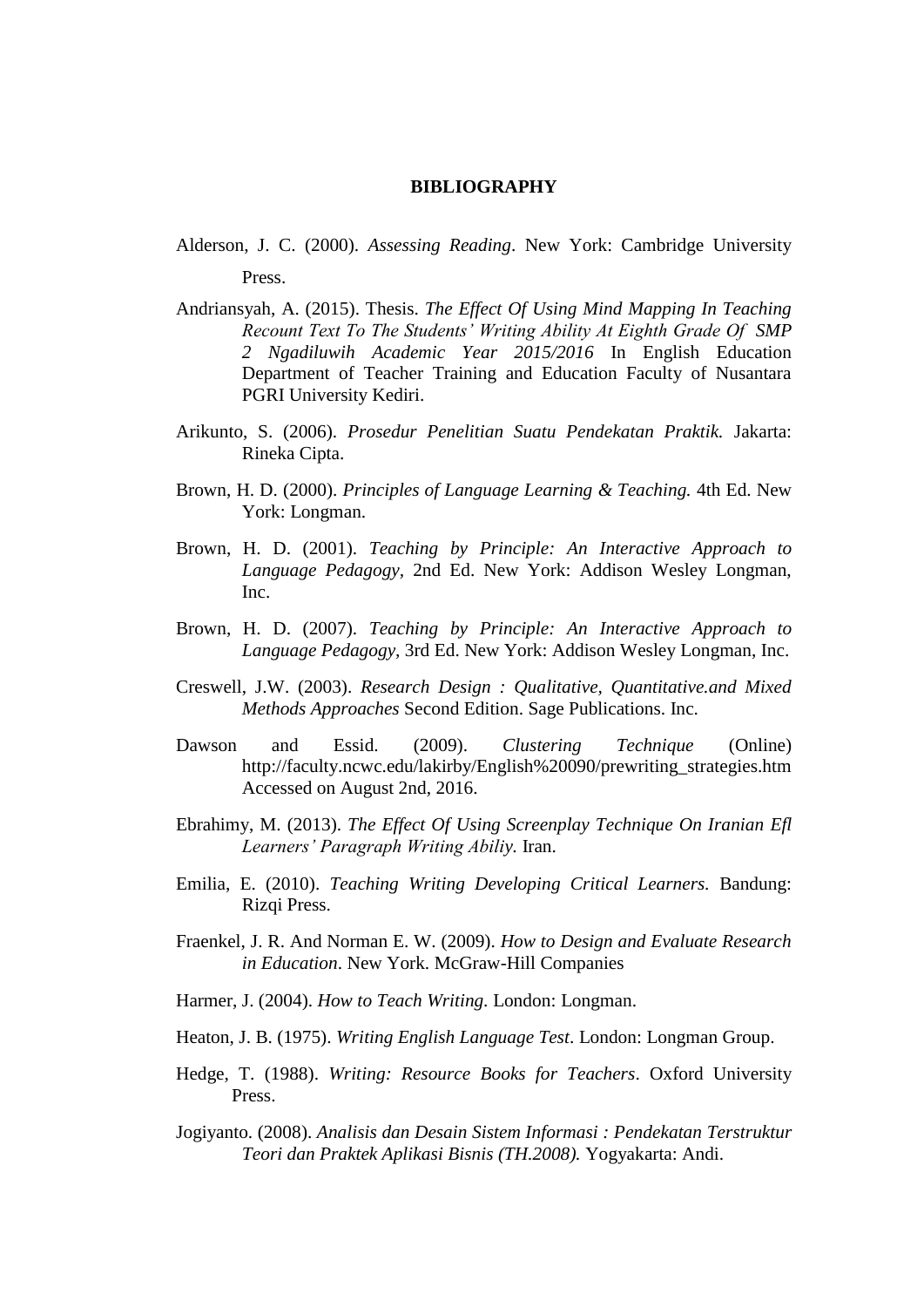# BIBLIOGRAPHY

Alderson, J. C. (2000). *Assessing Reading*. New York: Cambridge University Press.

Andriansyah, A. (2015). Thesis. *The Effect Of Using Mind Mapping In Teaching Recount Text To The Students' Writing Ability At Eighth Grade Of SMP 2 Ngadiluwih Academic Year 2015/2016* In English Education Department of Teacher Training and Education Faculty of Nusantara PGRI University Kediri.

Arikunto, S. (2006). *Prosedur Penelitian Suatu Pendekatan Praktik.* Jakarta: Rineka Cipta.

Brown, H. D. (2000). *Principles of Language Learning & Teaching.* 4th Ed. New York: Longman.

Brown, H. D. (2001). *Teaching by Principle: An Interactive Approach to Language Pedagogy*, 2nd Ed. New York: Addison Wesley Longman, Inc.

Brown, H. D. (2007). *Teaching by Principle: An Interactive Approach to Language Pedagogy*, 3rd Ed. New York: Addison Wesley Longman, Inc.

Creswell, J.W. (2003). *Research Design : Qualitative, Quantitative.and Mixed Methods Approaches* Second Edition. Sage Publications. Inc.

Dawson and Essid. (2009). *Clustering Technique* (Online) http://faculty.ncwc.edu/lakirby/English%20090/prewriting_strategies.htm Accessed on August 2nd, 2016.

Ebrahimy, M. (2013). *The Effect Of Using Screenplay Technique On Iranian Efl Learners' Paragraph Writing Abiliy.* Iran.

Emilia, E. (2010). *Teaching Writing Developing Critical Learners.* Bandung: Rizqi Press.

Fraenkel, J. R. And Norman E. W. (2009). *How to Design and Evaluate Research in Education*. New York. McGraw-Hill Companies

Harmer, J. (2004). *How to Teach Writing*. London: Longman.

Heaton, J. B. (1975). *Writing English Language Test*. London: Longman Group.

Hedge, T. (1988). *Writing: Resource Books for Teachers*. Oxford University Press.

Jogiyanto. (2008). *Analisis dan Desain Sistem Informasi : Pendekatan Terstruktur Teori dan Praktek Aplikasi Bisnis (TH.2008).* Yogyakarta: Andi.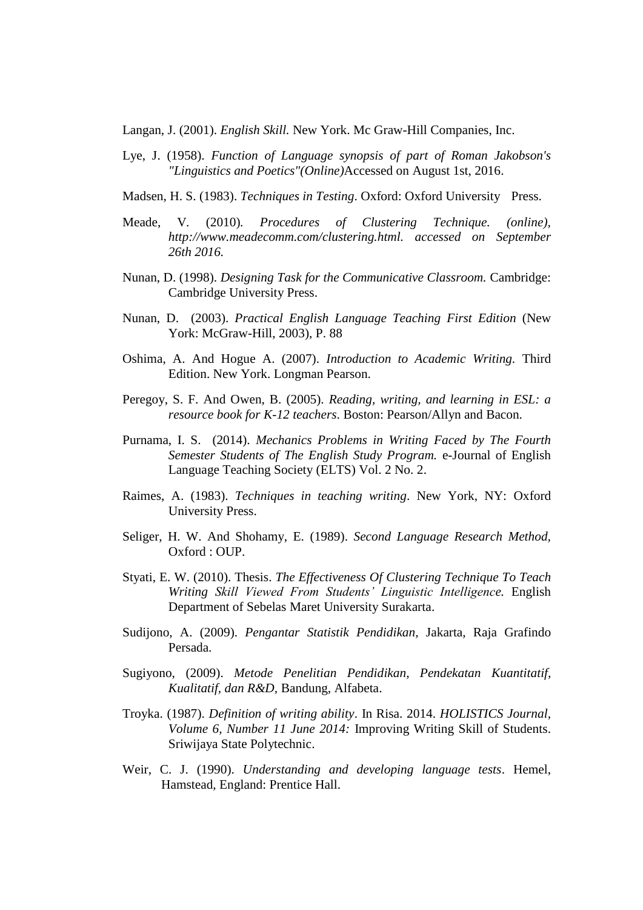Langan, J. (2001). *English Skill.* New York. Mc Graw-Hill Companies, Inc.

Lye, J. (1958). *Function of Language synopsis of part of Roman Jakobson's "Linguistics and Poetics"(Online)*Accessed on August 1st, 2016.

Madsen, H. S. (1983). *Techniques in Testing*. Oxford: Oxford University Press.

Meade, V. (2010). *Procedures of Clustering Technique. (online), http://www.meadecomm.com/clustering.html. accessed on September 26th 2016.*

Nunan, D. (1998). *Designing Task for the Communicative Classroom.* Cambridge: Cambridge University Press.

Nunan, D. (2003). *Practical English Language Teaching First Edition* (New York: McGraw-Hill, 2003), P. 88

Oshima, A. And Hogue A. (2007). *Introduction to Academic Writing.* Third Edition. New York. Longman Pearson.

Peregoy, S. F. And Owen, B. (2005). *Reading, writing, and learning in ESL: a resource book for K-12 teachers*. Boston: Pearson/Allyn and Bacon.

Purnama, I. S. (2014). *Mechanics Problems in Writing Faced by The Fourth Semester Students of The English Study Program.* e-Journal of English Language Teaching Society (ELTS) Vol. 2 No. 2.

Raimes, A. (1983). *Techniques in teaching writing*. New York, NY: Oxford University Press.

Seliger, H. W. And Shohamy, E. (1989). *Second Language Research Method,* Oxford : OUP.

Styati, E. W. (2010). Thesis. *The Effectiveness Of Clustering Technique To Teach Writing Skill Viewed From Students' Linguistic Intelligence.* English Department of Sebelas Maret University Surakarta.

Sudijono, A. (2009). *Pengantar Statistik Pendidikan,* Jakarta, Raja Grafindo Persada.

Sugiyono, (2009). *Metode Penelitian Pendidikan, Pendekatan Kuantitatif, Kualitatif, dan R&D*, Bandung, Alfabeta.

Troyka. (1987). *Definition of writing ability*. In Risa. 2014. *HOLISTICS Journal, Volume 6, Number 11 June 2014:* Improving Writing Skill of Students. Sriwijaya State Polytechnic.

Weir, C. J. (1990). *Understanding and developing language tests*. Hemel, Hamstead, England: Prentice Hall.